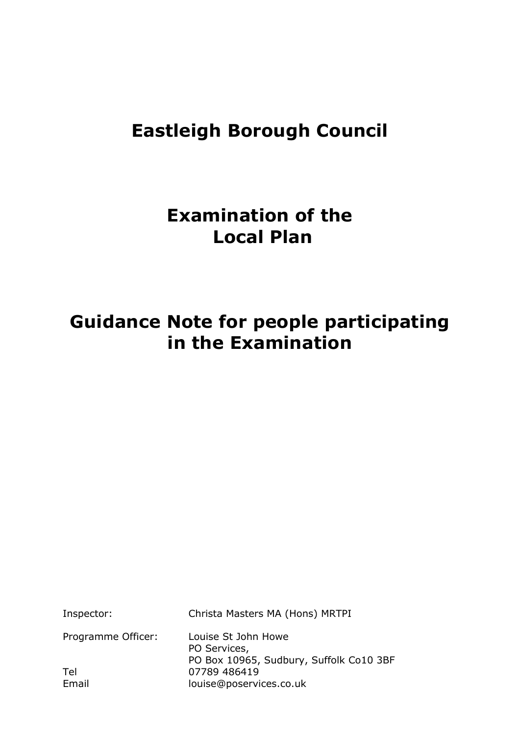# Eastleigh Borough Council

# Examination of the Local Plan

# Guidance Note for people participating in the Examination

| | |
|---|---|
| Inspector: | Christa Masters MA (Hons) MRTPI |
| Programme Officer: | Louise St John Howe<br>PO Services,<br>PO Box 10965, Sudbury, Suffolk Co10 3BF |
| Tel | 07789 486419 |
| Email | louise@poservices.co.uk |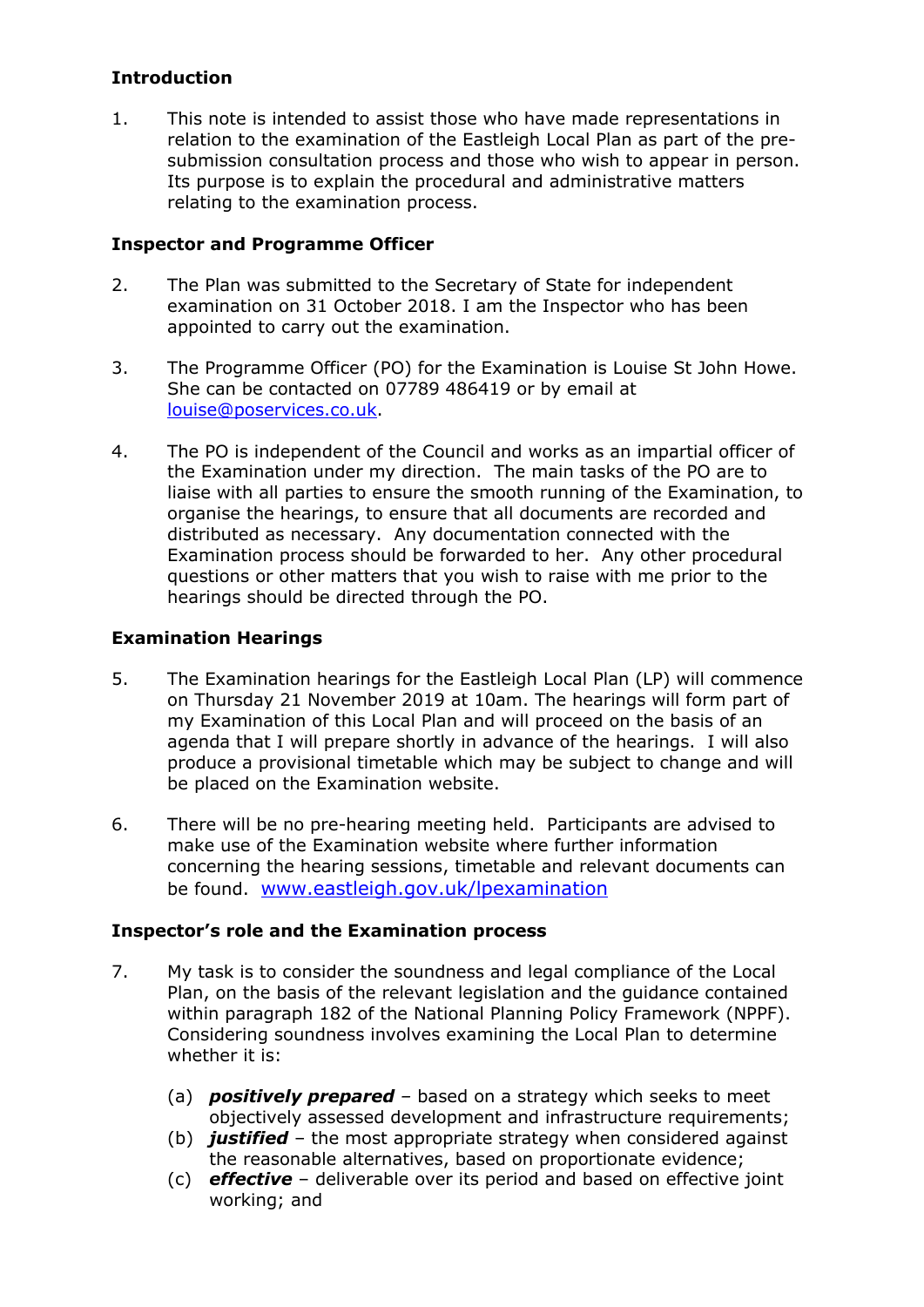## Introduction

1. This note is intended to assist those who have made representations in relation to the examination of the Eastleigh Local Plan as part of the pre-submission consultation process and those who wish to appear in person. Its purpose is to explain the procedural and administrative matters relating to the examination process.

## Inspector and Programme Officer

2. The Plan was submitted to the Secretary of State for independent examination on 31 October 2018. I am the Inspector who has been appointed to carry out the examination.

3. The Programme Officer (PO) for the Examination is Louise St John Howe. She can be contacted on 07789 486419 or by email at [louise@poservices.co.uk](mailto:louise@poservices.co.uk).

4. The PO is independent of the Council and works as an impartial officer of the Examination under my direction. The main tasks of the PO are to liaise with all parties to ensure the smooth running of the Examination, to organise the hearings, to ensure that all documents are recorded and distributed as necessary. Any documentation connected with the Examination process should be forwarded to her. Any other procedural questions or other matters that you wish to raise with me prior to the hearings should be directed through the PO.

## Examination Hearings

5. The Examination hearings for the Eastleigh Local Plan (LP) will commence on Thursday 21 November 2019 at 10am. The hearings will form part of my Examination of this Local Plan and will proceed on the basis of an agenda that I will prepare shortly in advance of the hearings. I will also produce a provisional timetable which may be subject to change and will be placed on the Examination website.

6. There will be no pre-hearing meeting held. Participants are advised to make use of the Examination website where further information concerning the hearing sessions, timetable and relevant documents can be found. [www.eastleigh.gov.uk/lpexamination](http://www.eastleigh.gov.uk/lpexamination)

## Inspector's role and the Examination process

7. My task is to consider the soundness and legal compliance of the Local Plan, on the basis of the relevant legislation and the guidance contained within paragraph 182 of the National Planning Policy Framework (NPPF). Considering soundness involves examining the Local Plan to determine whether it is:

   (a) ***positively prepared*** – based on a strategy which seeks to meet objectively assessed development and infrastructure requirements;
   (b) ***justified*** – the most appropriate strategy when considered against the reasonable alternatives, based on proportionate evidence;
   (c) ***effective*** – deliverable over its period and based on effective joint working; and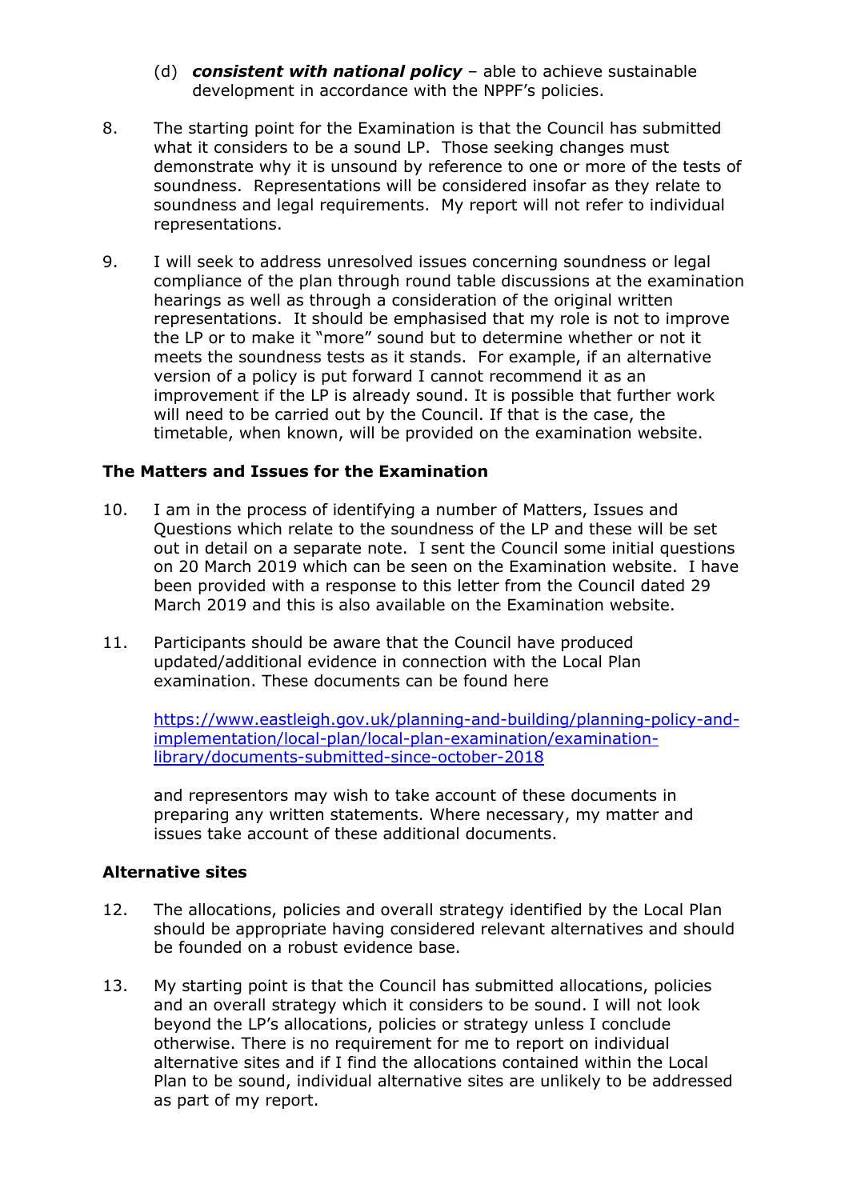(d) ***consistent with national policy*** – able to achieve sustainable development in accordance with the NPPF's policies.

8. The starting point for the Examination is that the Council has submitted what it considers to be a sound LP. Those seeking changes must demonstrate why it is unsound by reference to one or more of the tests of soundness. Representations will be considered insofar as they relate to soundness and legal requirements. My report will not refer to individual representations.

9. I will seek to address unresolved issues concerning soundness or legal compliance of the plan through round table discussions at the examination hearings as well as through a consideration of the original written representations. It should be emphasised that my role is not to improve the LP or to make it "more" sound but to determine whether or not it meets the soundness tests as it stands. For example, if an alternative version of a policy is put forward I cannot recommend it as an improvement if the LP is already sound. It is possible that further work will need to be carried out by the Council. If that is the case, the timetable, when known, will be provided on the examination website.

**The Matters and Issues for the Examination**

10. I am in the process of identifying a number of Matters, Issues and Questions which relate to the soundness of the LP and these will be set out in detail on a separate note. I sent the Council some initial questions on 20 March 2019 which can be seen on the Examination website. I have been provided with a response to this letter from the Council dated 29 March 2019 and this is also available on the Examination website.

11. Participants should be aware that the Council have produced updated/additional evidence in connection with the Local Plan examination. These documents can be found here

    [https://www.eastleigh.gov.uk/planning-and-building/planning-policy-and-implementation/local-plan/local-plan-examination/examination-library/documents-submitted-since-october-2018](https://www.eastleigh.gov.uk/planning-and-building/planning-policy-and-implementation/local-plan/local-plan-examination/examination-library/documents-submitted-since-october-2018)

    and representors may wish to take account of these documents in preparing any written statements. Where necessary, my matter and issues take account of these additional documents.

**Alternative sites**

12. The allocations, policies and overall strategy identified by the Local Plan should be appropriate having considered relevant alternatives and should be founded on a robust evidence base.

13. My starting point is that the Council has submitted allocations, policies and an overall strategy which it considers to be sound. I will not look beyond the LP's allocations, policies or strategy unless I conclude otherwise. There is no requirement for me to report on individual alternative sites and if I find the allocations contained within the Local Plan to be sound, individual alternative sites are unlikely to be addressed as part of my report.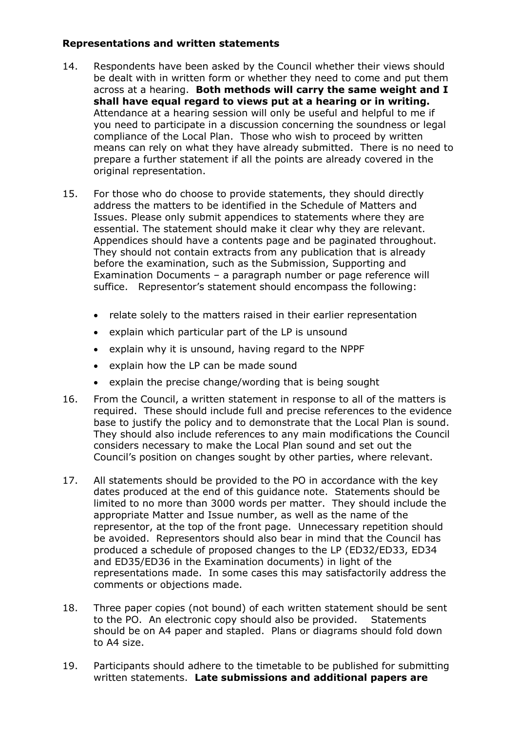**Representations and written statements**

14. Respondents have been asked by the Council whether their views should be dealt with in written form or whether they need to come and put them across at a hearing. **Both methods will carry the same weight and I shall have equal regard to views put at a hearing or in writing.** Attendance at a hearing session will only be useful and helpful to me if you need to participate in a discussion concerning the soundness or legal compliance of the Local Plan. Those who wish to proceed by written means can rely on what they have already submitted. There is no need to prepare a further statement if all the points are already covered in the original representation.

15. For those who do choose to provide statements, they should directly address the matters to be identified in the Schedule of Matters and Issues. Please only submit appendices to statements where they are essential. The statement should make it clear why they are relevant. Appendices should have a contents page and be paginated throughout. They should not contain extracts from any publication that is already before the examination, such as the Submission, Supporting and Examination Documents – a paragraph number or page reference will suffice. Representor's statement should encompass the following:

    - relate solely to the matters raised in their earlier representation
    - explain which particular part of the LP is unsound
    - explain why it is unsound, having regard to the NPPF
    - explain how the LP can be made sound
    - explain the precise change/wording that is being sought

16. From the Council, a written statement in response to all of the matters is required. These should include full and precise references to the evidence base to justify the policy and to demonstrate that the Local Plan is sound. They should also include references to any main modifications the Council considers necessary to make the Local Plan sound and set out the Council's position on changes sought by other parties, where relevant.

17. All statements should be provided to the PO in accordance with the key dates produced at the end of this guidance note. Statements should be limited to no more than 3000 words per matter. They should include the appropriate Matter and Issue number, as well as the name of the representor, at the top of the front page. Unnecessary repetition should be avoided. Representors should also bear in mind that the Council has produced a schedule of proposed changes to the LP (ED32/ED33, ED34 and ED35/ED36 in the Examination documents) in light of the representations made. In some cases this may satisfactorily address the comments or objections made.

18. Three paper copies (not bound) of each written statement should be sent to the PO. An electronic copy should also be provided. Statements should be on A4 paper and stapled. Plans or diagrams should fold down to A4 size.

19. Participants should adhere to the timetable to be published for submitting written statements. **Late submissions and additional papers are**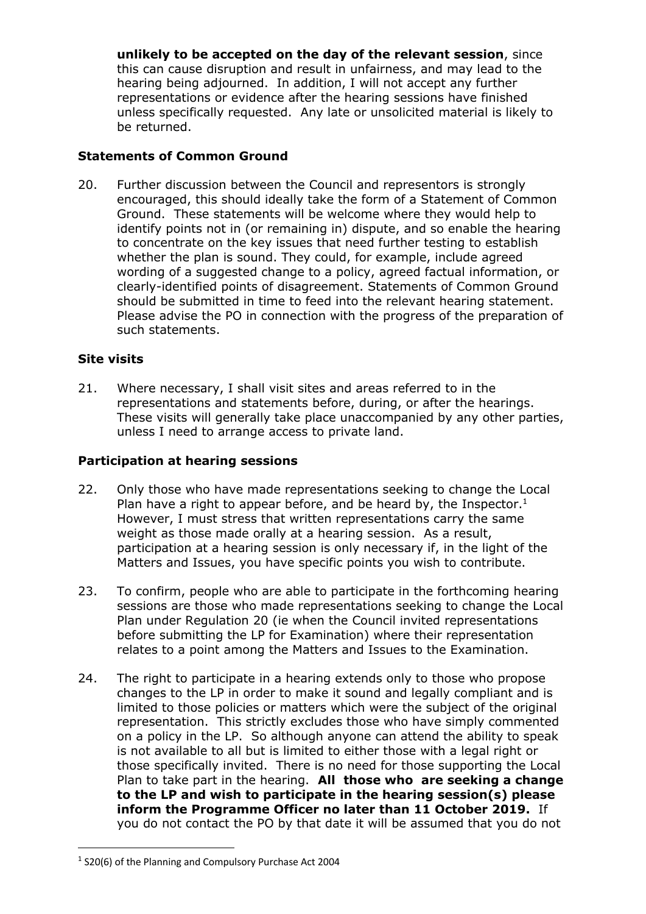**unlikely to be accepted on the day of the relevant session**, since this can cause disruption and result in unfairness, and may lead to the hearing being adjourned. In addition, I will not accept any further representations or evidence after the hearing sessions have finished unless specifically requested. Any late or unsolicited material is likely to be returned.

### Statements of Common Ground

20. Further discussion between the Council and representors is strongly encouraged, this should ideally take the form of a Statement of Common Ground. These statements will be welcome where they would help to identify points not in (or remaining in) dispute, and so enable the hearing to concentrate on the key issues that need further testing to establish whether the plan is sound. They could, for example, include agreed wording of a suggested change to a policy, agreed factual information, or clearly-identified points of disagreement. Statements of Common Ground should be submitted in time to feed into the relevant hearing statement. Please advise the PO in connection with the progress of the preparation of such statements.

### Site visits

21. Where necessary, I shall visit sites and areas referred to in the representations and statements before, during, or after the hearings. These visits will generally take place unaccompanied by any other parties, unless I need to arrange access to private land.

### Participation at hearing sessions

22. Only those who have made representations seeking to change the Local Plan have a right to appear before, and be heard by, the Inspector.[1] However, I must stress that written representations carry the same weight as those made orally at a hearing session. As a result, participation at a hearing session is only necessary if, in the light of the Matters and Issues, you have specific points you wish to contribute.

23. To confirm, people who are able to participate in the forthcoming hearing sessions are those who made representations seeking to change the Local Plan under Regulation 20 (ie when the Council invited representations before submitting the LP for Examination) where their representation relates to a point among the Matters and Issues to the Examination.

24. The right to participate in a hearing extends only to those who propose changes to the LP in order to make it sound and legally compliant and is limited to those policies or matters which were the subject of the original representation. This strictly excludes those who have simply commented on a policy in the LP. So although anyone can attend the ability to speak is not available to all but is limited to either those with a legal right or those specifically invited. There is no need for those supporting the Local Plan to take part in the hearing. **All those who are seeking a change to the LP and wish to participate in the hearing session(s) please inform the Programme Officer no later than 11 October 2019.** If you do not contact the PO by that date it will be assumed that you do not

[1] S20(6) of the Planning and Compulsory Purchase Act 2004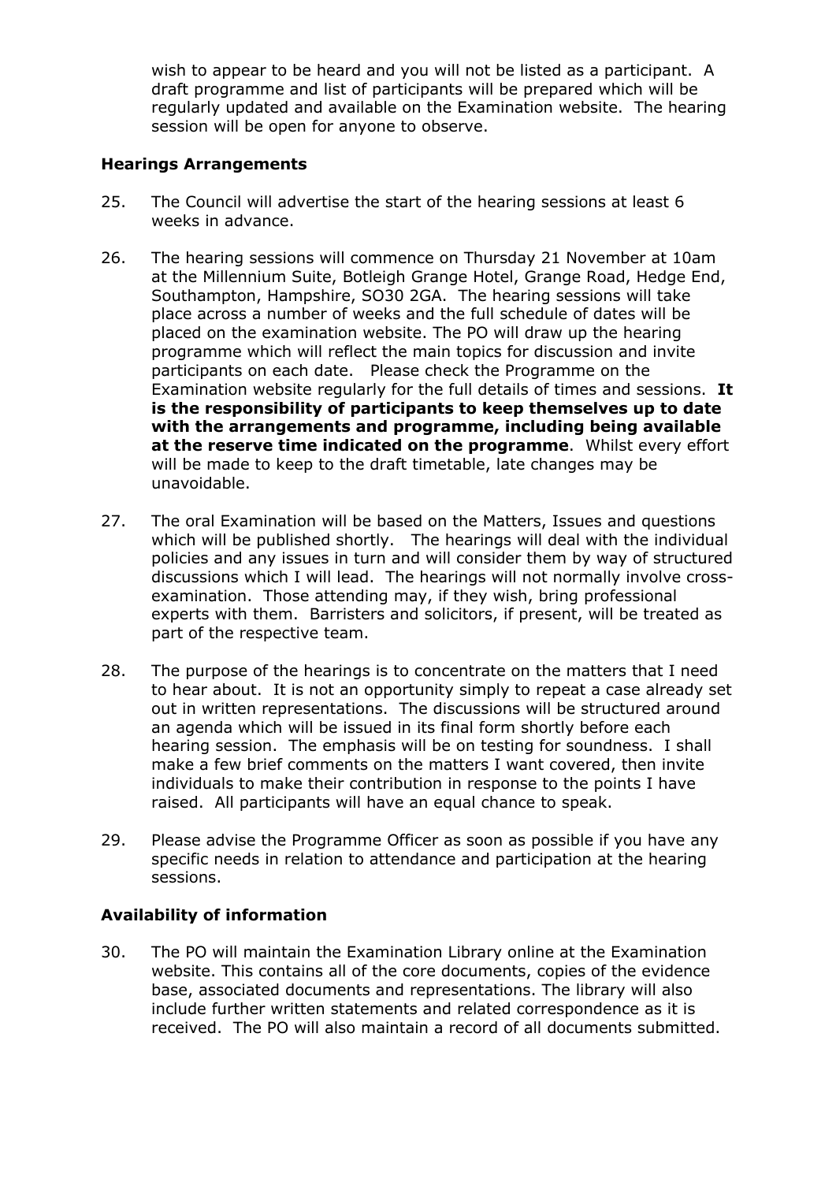wish to appear to be heard and you will not be listed as a participant. A draft programme and list of participants will be prepared which will be regularly updated and available on the Examination website. The hearing session will be open for anyone to observe.

**Hearings Arrangements**

25. The Council will advertise the start of the hearing sessions at least 6 weeks in advance.

26. The hearing sessions will commence on Thursday 21 November at 10am at the Millennium Suite, Botleigh Grange Hotel, Grange Road, Hedge End, Southampton, Hampshire, SO30 2GA. The hearing sessions will take place across a number of weeks and the full schedule of dates will be placed on the examination website. The PO will draw up the hearing programme which will reflect the main topics for discussion and invite participants on each date. Please check the Programme on the Examination website regularly for the full details of times and sessions. **It is the responsibility of participants to keep themselves up to date with the arrangements and programme, including being available at the reserve time indicated on the programme**. Whilst every effort will be made to keep to the draft timetable, late changes may be unavoidable.

27. The oral Examination will be based on the Matters, Issues and questions which will be published shortly. The hearings will deal with the individual policies and any issues in turn and will consider them by way of structured discussions which I will lead. The hearings will not normally involve cross-examination. Those attending may, if they wish, bring professional experts with them. Barristers and solicitors, if present, will be treated as part of the respective team.

28. The purpose of the hearings is to concentrate on the matters that I need to hear about. It is not an opportunity simply to repeat a case already set out in written representations. The discussions will be structured around an agenda which will be issued in its final form shortly before each hearing session. The emphasis will be on testing for soundness. I shall make a few brief comments on the matters I want covered, then invite individuals to make their contribution in response to the points I have raised. All participants will have an equal chance to speak.

29. Please advise the Programme Officer as soon as possible if you have any specific needs in relation to attendance and participation at the hearing sessions.

**Availability of information**

30. The PO will maintain the Examination Library online at the Examination website. This contains all of the core documents, copies of the evidence base, associated documents and representations. The library will also include further written statements and related correspondence as it is received. The PO will also maintain a record of all documents submitted.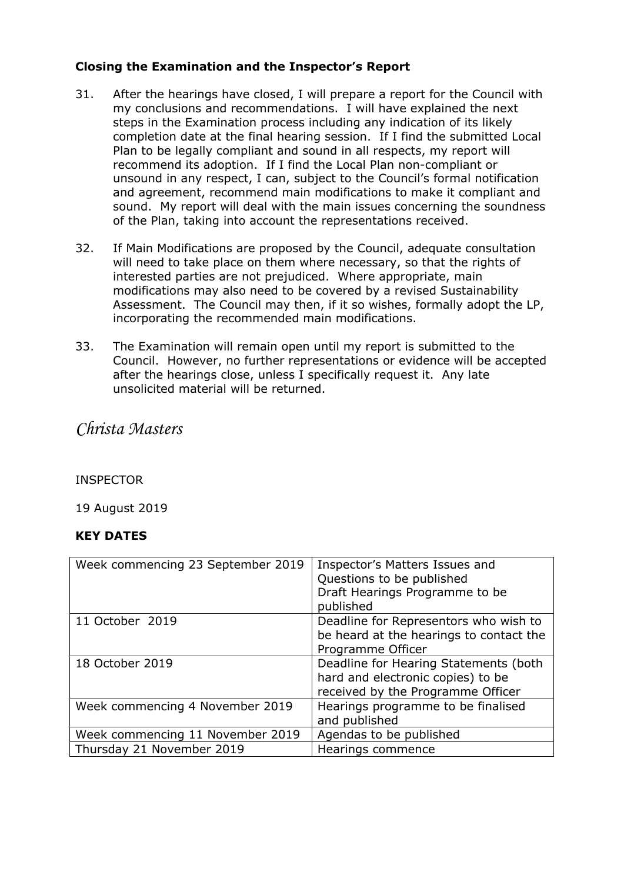**Closing the Examination and the Inspector's Report**

31. After the hearings have closed, I will prepare a report for the Council with my conclusions and recommendations. I will have explained the next steps in the Examination process including any indication of its likely completion date at the final hearing session. If I find the submitted Local Plan to be legally compliant and sound in all respects, my report will recommend its adoption. If I find the Local Plan non-compliant or unsound in any respect, I can, subject to the Council's formal notification and agreement, recommend main modifications to make it compliant and sound. My report will deal with the main issues concerning the soundness of the Plan, taking into account the representations received.

32. If Main Modifications are proposed by the Council, adequate consultation will need to take place on them where necessary, so that the rights of interested parties are not prejudiced. Where appropriate, main modifications may also need to be covered by a revised Sustainability Assessment. The Council may then, if it so wishes, formally adopt the LP, incorporating the recommended main modifications.

33. The Examination will remain open until my report is submitted to the Council. However, no further representations or evidence will be accepted after the hearings close, unless I specifically request it. Any late unsolicited material will be returned.

*Christa Masters*

INSPECTOR

19 August 2019

**KEY DATES**

| | |
|---|---|
| Week commencing 23 September 2019 | Inspector's Matters Issues and Questions to be published<br>Draft Hearings Programme to be published |
| 11 October 2019 | Deadline for Representors who wish to be heard at the hearings to contact the Programme Officer |
| 18 October 2019 | Deadline for Hearing Statements (both hard and electronic copies) to be received by the Programme Officer |
| Week commencing 4 November 2019 | Hearings programme to be finalised and published |
| Week commencing 11 November 2019 | Agendas to be published |
| Thursday 21 November 2019 | Hearings commence |